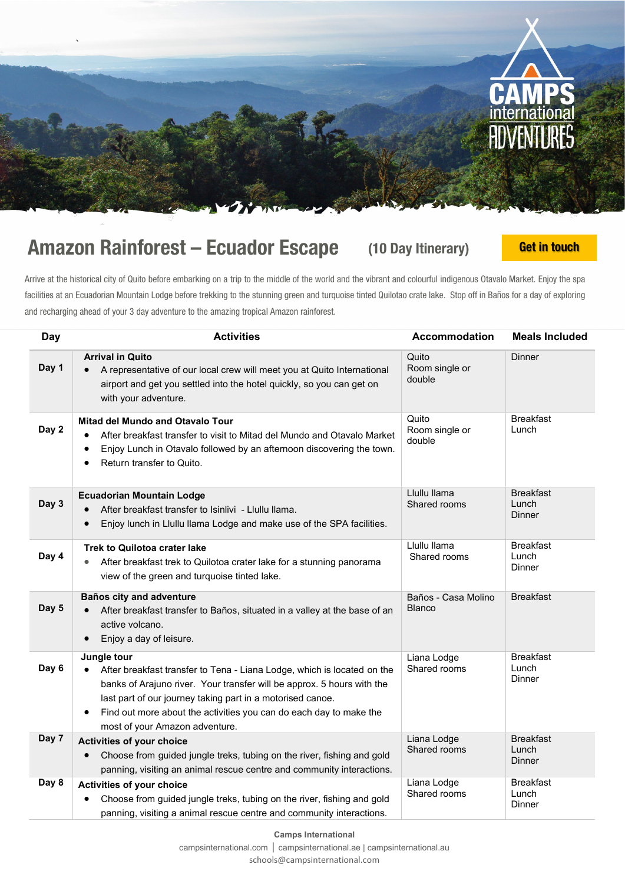# Amazon Rainforest – Ecuador Escape (10 Day Itinerary)

Get in touch

Arrive at the historical city of Quito before embarking on a trip to the middle of the world and the vibrant and colourful indigenous Otavalo Market. Enjoy the spa facilities at an Ecuadorian Mountain Lodge before trekking to the stunning green and turquoise tinted Quilotao crate lake. Stop off in Baños for a day of exploring and recharging ahead of your 3 day adventure to the amazing tropical Amazon rainforest.

| Day | Activities | Accommodation | Meals Included |
|---|---|---|---|
| Day 1 | **Arrival in Quito**<br>• A representative of our local crew will meet you at Quito International airport and get you settled into the hotel quickly, so you can get on with your adventure. | Quito<br>Room single or double | Dinner |
| Day 2 | **Mitad del Mundo and Otavalo Tour**<br>• After breakfast transfer to visit to Mitad del Mundo and Otavalo Market<br>• Enjoy Lunch in Otavalo followed by an afternoon discovering the town.<br>• Return transfer to Quito. | Quito<br>Room single or double | Breakfast<br>Lunch |
| Day 3 | **Ecuadorian Mountain Lodge**<br>• After breakfast transfer to Isinlivi - Llullu llama.<br>• Enjoy lunch in Llullu llama Lodge and make use of the SPA facilities. | Llullu llama<br>Shared rooms | Breakfast<br>Lunch<br>Dinner |
| Day 4 | **Trek to Quilotoa crater lake**<br>• After breakfast trek to Quilotoa crater lake for a stunning panorama view of the green and turquoise tinted lake. | Llullu llama<br>Shared rooms | Breakfast<br>Lunch<br>Dinner |
| Day 5 | **Baños city and adventure**<br>• After breakfast transfer to Baños, situated in a valley at the base of an active volcano.<br>• Enjoy a day of leisure. | Baños - Casa Molino Blanco | Breakfast |
| Day 6 | **Jungle tour**<br>• After breakfast transfer to Tena - Liana Lodge, which is located on the banks of Arajuno river. Your transfer will be approx. 5 hours with the last part of our journey taking part in a motorised canoe.<br>• Find out more about the activities you can do each day to make the most of your Amazon adventure. | Liana Lodge<br>Shared rooms | Breakfast<br>Lunch<br>Dinner |
| Day 7 | **Activities of your choice**<br>• Choose from guided jungle treks, tubing on the river, fishing and gold panning, visiting an animal rescue centre and community interactions. | Liana Lodge<br>Shared rooms | Breakfast<br>Lunch<br>Dinner |
| Day 8 | **Activities of your choice**<br>• Choose from guided jungle treks, tubing on the river, fishing and gold panning, visiting a animal rescue centre and community interactions. | Liana Lodge<br>Shared rooms | Breakfast<br>Lunch<br>Dinner |

**Camps International**
campsinternational.com | campsinternational.ae | campsinternational.au
schools@campsinternational.com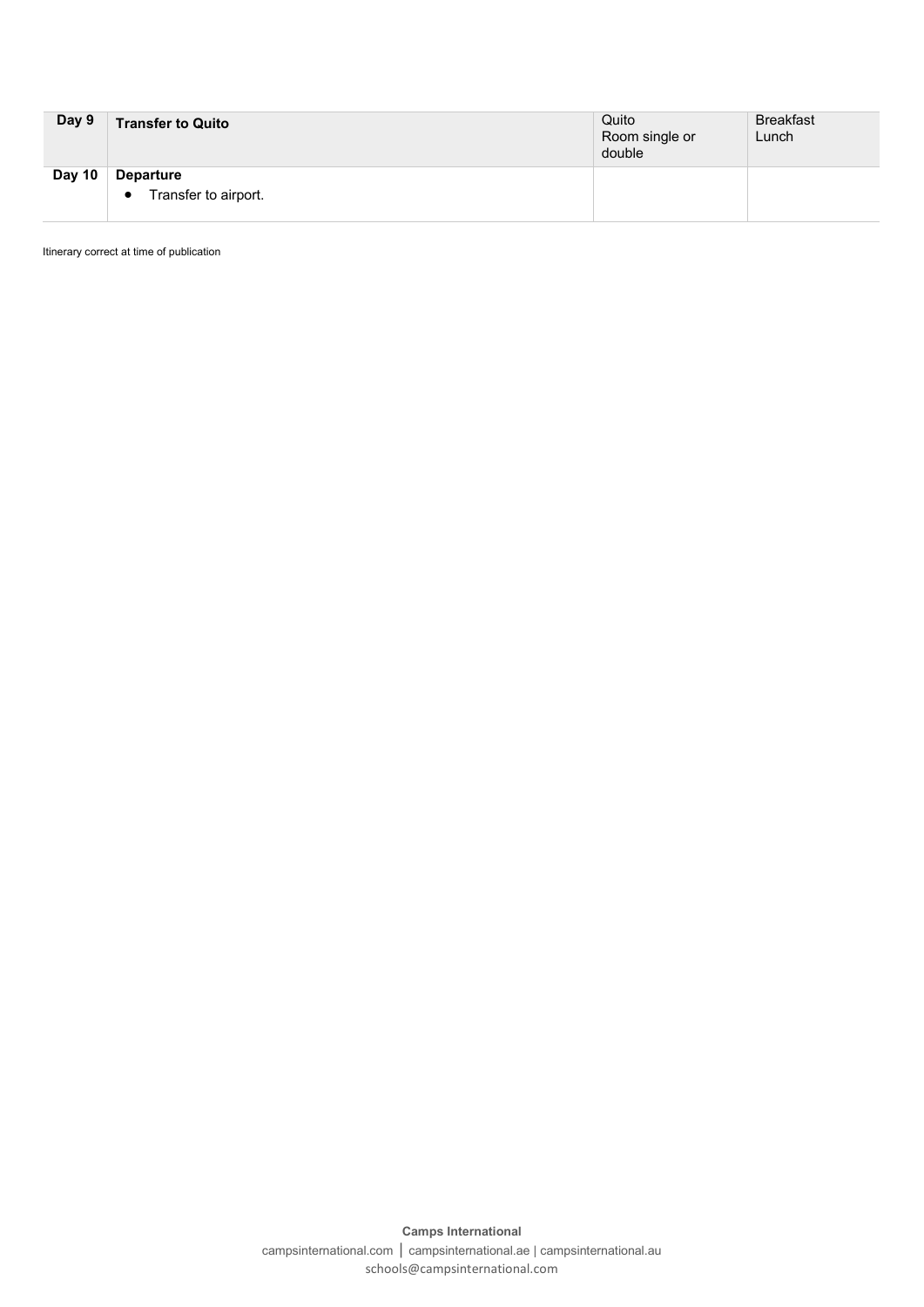| | | | |
|---|---|---|---|
| **Day 9** | **Transfer to Quito** | Quito<br>Room single or double | Breakfast<br>Lunch |
| **Day 10** | **Departure**<br>• Transfer to airport. | | |

Itinerary correct at time of publication

**Camps International**
campsinternational.com | campsinternational.ae | campsinternational.au
schools@campsinternational.com